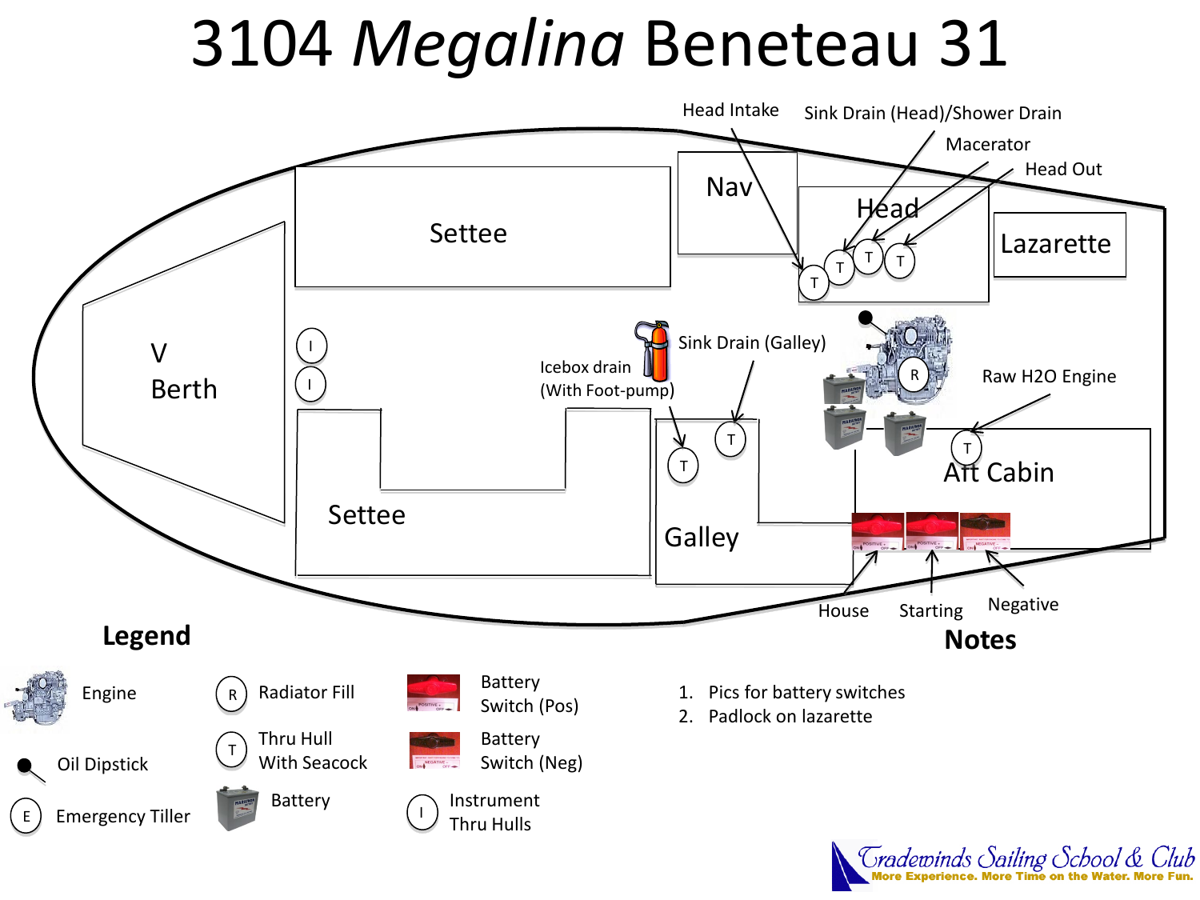# 3104 *Megalina* Beneteau 31

V Berth

Settee

Settee

Nav

Head

Lazarette

Galley

Aft Cabin

Head Intake

Sink Drain (Head)/Shower Drain

Macerator

Head Out

Icebox drain (With Foot-pump)

Sink Drain (Galley)

Raw H2O Engine

House

Starting

Negative

## Legend

- Engine
- Oil Dipstick
- E — Emergency Tiller
- R — Radiator Fill
- T — Thru Hull With Seacock
- Battery
- Battery Switch (Pos)
- Battery Switch (Neg)
- I — Instrument Thru Hulls

## Notes

1. Pics for battery switches
2. Padlock on lazarette

Tradewinds Sailing School & Club
More Experience. More Time on the Water. More Fun.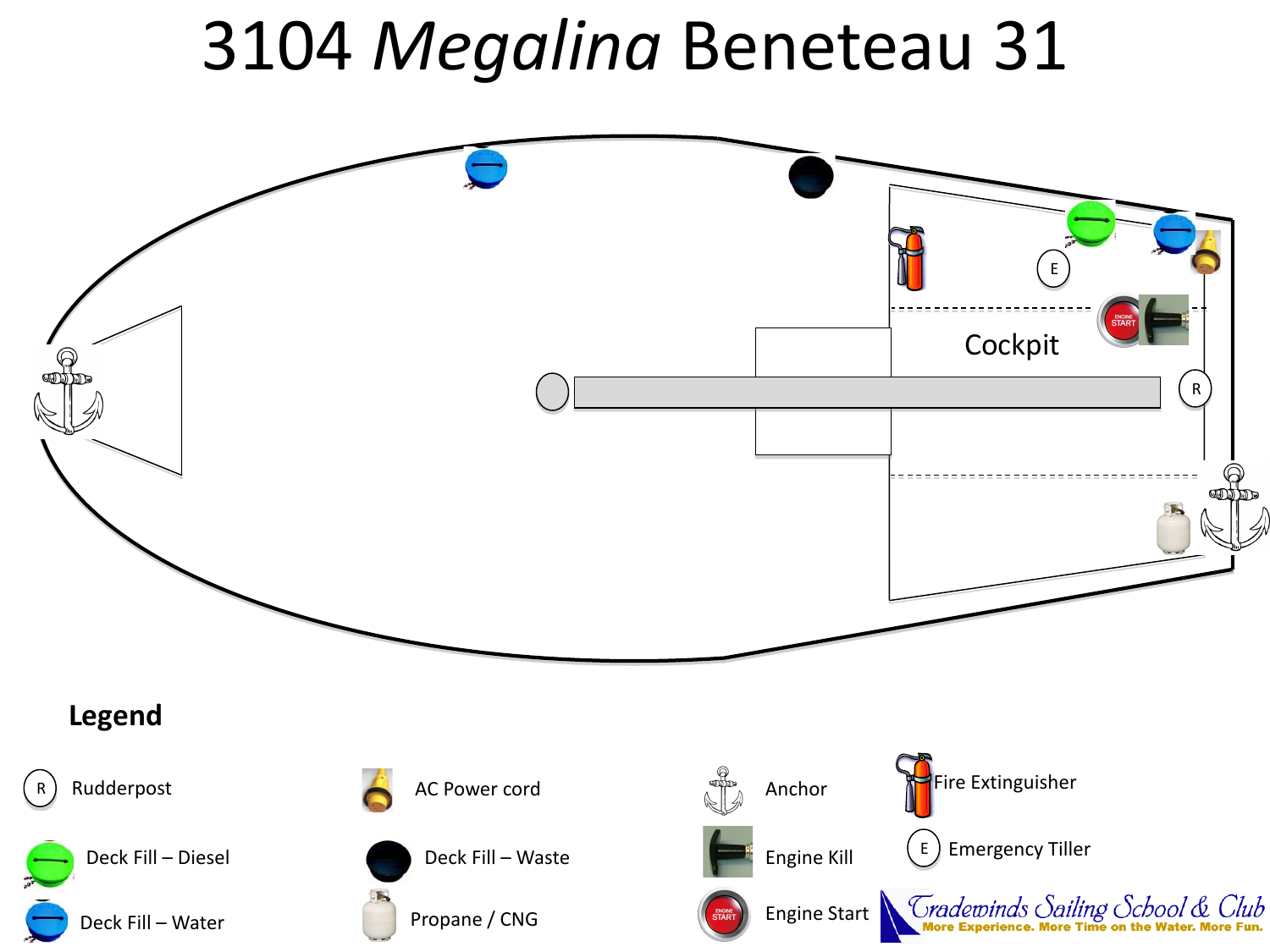# 3104 *Megalina* Beneteau 31

Cockpit

## Legend

- R — Rudderpost
- Deck Fill – Diesel
- Deck Fill – Water
- AC Power cord
- Deck Fill – Waste
- Propane / CNG
- Anchor
- Engine Kill
- Engine Start
- Fire Extinguisher
- E — Emergency Tiller

Tradewinds Sailing School & Club
More Experience. More Time on the Water. More Fun.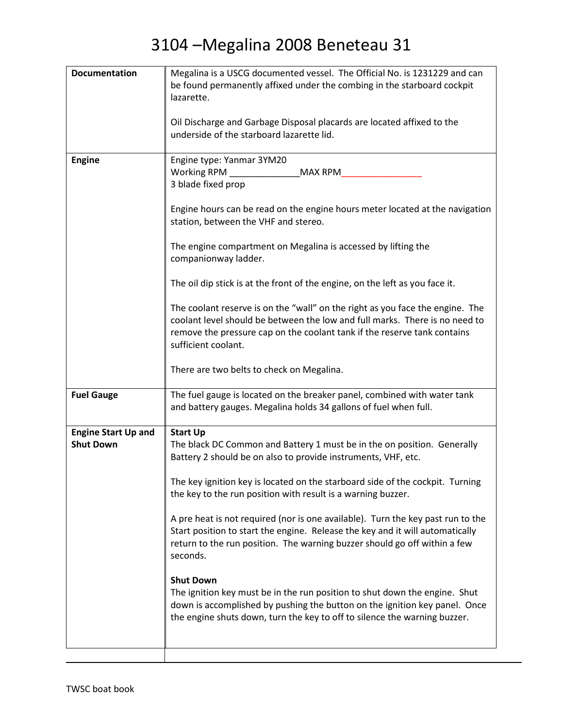# 3104 –Megalina 2008 Beneteau 31

| | |
|---|---|
| **Documentation** | Megalina is a USCG documented vessel. The Official No. is 1231229 and can be found permanently affixed under the combing in the starboard cockpit lazarette.<br><br>Oil Discharge and Garbage Disposal placards are located affixed to the underside of the starboard lazarette lid. |
| **Engine** | Engine type: Yanmar 3YM20<br>Working RPM _____________MAX RPM_______________<br>3 blade fixed prop<br><br>Engine hours can be read on the engine hours meter located at the navigation station, between the VHF and stereo.<br><br>The engine compartment on Megalina is accessed by lifting the companionway ladder.<br><br>The oil dip stick is at the front of the engine, on the left as you face it.<br><br>The coolant reserve is on the "wall" on the right as you face the engine. The coolant level should be between the low and full marks. There is no need to remove the pressure cap on the coolant tank if the reserve tank contains sufficient coolant.<br><br>There are two belts to check on Megalina. |
| **Fuel Gauge** | The fuel gauge is located on the breaker panel, combined with water tank and battery gauges. Megalina holds 34 gallons of fuel when full. |
| **Engine Start Up and Shut Down** | **Start Up**<br>The black DC Common and Battery 1 must be in the on position. Generally Battery 2 should be on also to provide instruments, VHF, etc.<br><br>The key ignition key is located on the starboard side of the cockpit. Turning the key to the run position with result is a warning buzzer.<br><br>A pre heat is not required (nor is one available). Turn the key past run to the Start position to start the engine. Release the key and it will automatically return to the run position. The warning buzzer should go off within a few seconds.<br><br>**Shut Down**<br>The ignition key must be in the run position to shut down the engine. Shut down is accomplished by pushing the button on the ignition key panel. Once the engine shuts down, turn the key to off to silence the warning buzzer. |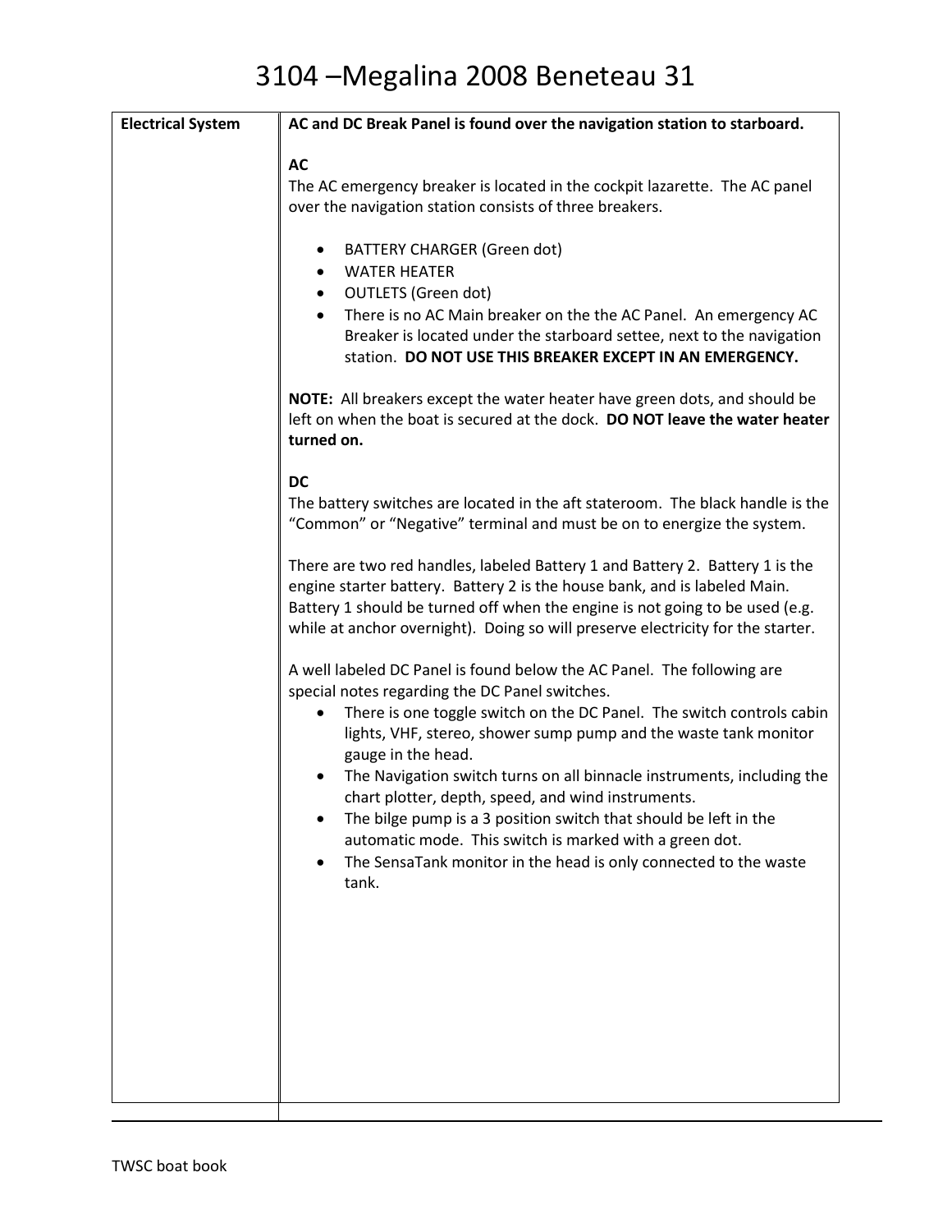# 3104 –Megalina 2008 Beneteau 31

| Electrical System | **AC and DC Break Panel is found over the navigation station to starboard.**<br><br>**AC**<br>The AC emergency breaker is located in the cockpit lazarette. The AC panel over the navigation station consists of three breakers.<br><br>• BATTERY CHARGER (Green dot)<br>• WATER HEATER<br>• OUTLETS (Green dot)<br>• There is no AC Main breaker on the the AC Panel. An emergency AC Breaker is located under the starboard settee, next to the navigation station. **DO NOT USE THIS BREAKER EXCEPT IN AN EMERGENCY.**<br><br>**NOTE:** All breakers except the water heater have green dots, and should be left on when the boat is secured at the dock. **DO NOT leave the water heater turned on.**<br><br>**DC**<br>The battery switches are located in the aft stateroom. The black handle is the "Common" or "Negative" terminal and must be on to energize the system.<br><br>There are two red handles, labeled Battery 1 and Battery 2. Battery 1 is the engine starter battery. Battery 2 is the house bank, and is labeled Main. Battery 1 should be turned off when the engine is not going to be used (e.g. while at anchor overnight). Doing so will preserve electricity for the starter.<br><br>A well labeled DC Panel is found below the AC Panel. The following are special notes regarding the DC Panel switches.<br>• There is one toggle switch on the DC Panel. The switch controls cabin lights, VHF, stereo, shower sump pump and the waste tank monitor gauge in the head.<br>• The Navigation switch turns on all binnacle instruments, including the chart plotter, depth, speed, and wind instruments.<br>• The bilge pump is a 3 position switch that should be left in the automatic mode. This switch is marked with a green dot.<br>• The SensaTank monitor in the head is only connected to the waste tank. |
|---|---|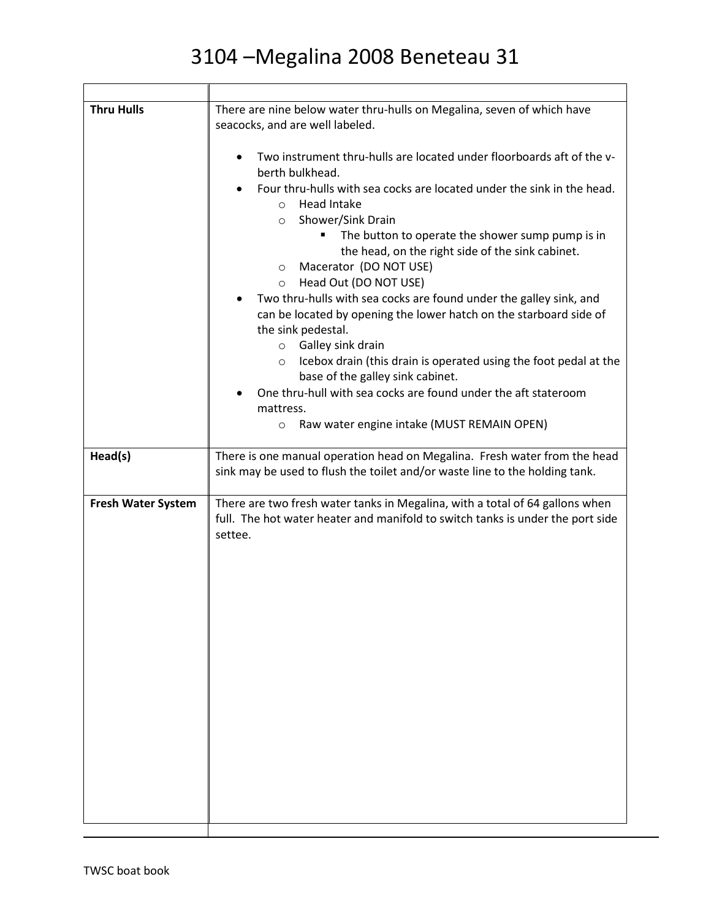# 3104 –Megalina 2008 Beneteau 31

| | |
|---|---|
| **Thru Hulls** | There are nine below water thru-hulls on Megalina, seven of which have seacocks, and are well labeled.<br><br>• Two instrument thru-hulls are located under floorboards aft of the v-berth bulkhead.<br>• Four thru-hulls with sea cocks are located under the sink in the head.<br>&nbsp;&nbsp;&nbsp;&nbsp;o Head Intake<br>&nbsp;&nbsp;&nbsp;&nbsp;o Shower/Sink Drain<br>&nbsp;&nbsp;&nbsp;&nbsp;&nbsp;&nbsp;&nbsp;&nbsp;▪ The button to operate the shower sump pump is in the head, on the right side of the sink cabinet.<br>&nbsp;&nbsp;&nbsp;&nbsp;o Macerator (DO NOT USE)<br>&nbsp;&nbsp;&nbsp;&nbsp;o Head Out (DO NOT USE)<br>• Two thru-hulls with sea cocks are found under the galley sink, and can be located by opening the lower hatch on the starboard side of the sink pedestal.<br>&nbsp;&nbsp;&nbsp;&nbsp;o Galley sink drain<br>&nbsp;&nbsp;&nbsp;&nbsp;o Icebox drain (this drain is operated using the foot pedal at the base of the galley sink cabinet.<br>• One thru-hull with sea cocks are found under the aft stateroom mattress.<br>&nbsp;&nbsp;&nbsp;&nbsp;o Raw water engine intake (MUST REMAIN OPEN) |
| **Head(s)** | There is one manual operation head on Megalina. Fresh water from the head sink may be used to flush the toilet and/or waste line to the holding tank. |
| **Fresh Water System** | There are two fresh water tanks in Megalina, with a total of 64 gallons when full. The hot water heater and manifold to switch tanks is under the port side settee. |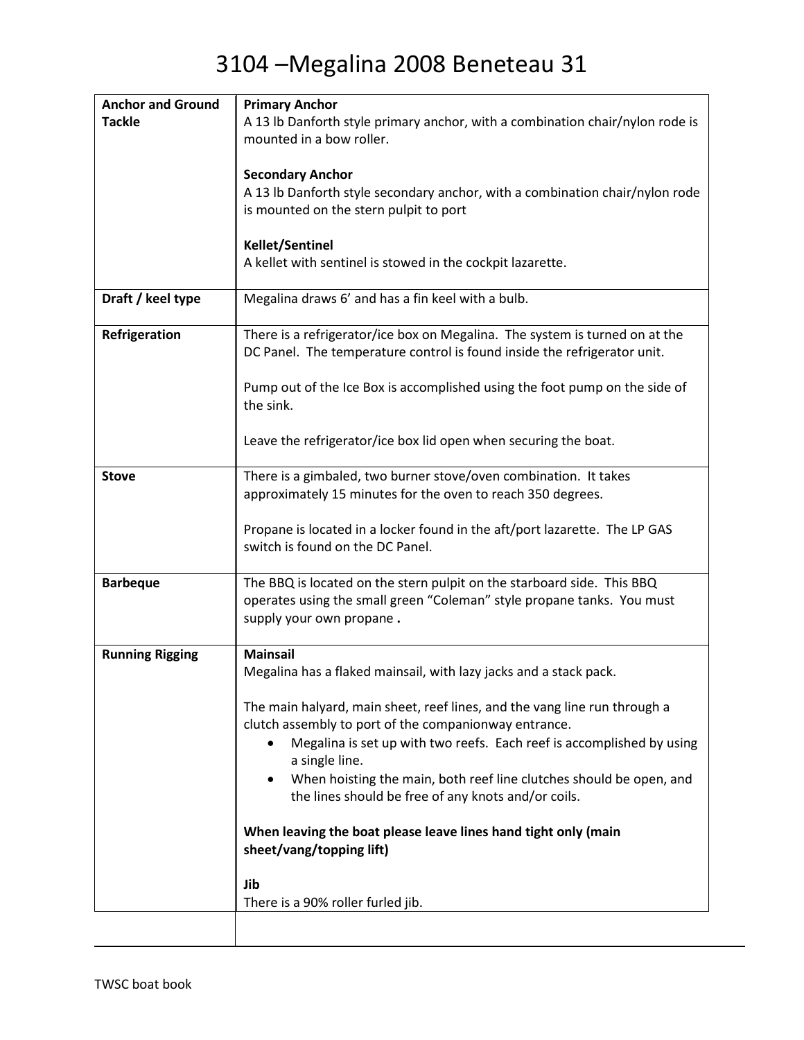# 3104 –Megalina 2008 Beneteau 31

| | |
|---|---|
| **Anchor and Ground Tackle** | **Primary Anchor**<br>A 13 lb Danforth style primary anchor, with a combination chair/nylon rode is mounted in a bow roller.<br><br>**Secondary Anchor**<br>A 13 lb Danforth style secondary anchor, with a combination chair/nylon rode is mounted on the stern pulpit to port<br><br>**Kellet/Sentinel**<br>A kellet with sentinel is stowed in the cockpit lazarette. |
| **Draft / keel type** | Megalina draws 6' and has a fin keel with a bulb. |
| **Refrigeration** | There is a refrigerator/ice box on Megalina. The system is turned on at the DC Panel. The temperature control is found inside the refrigerator unit.<br><br>Pump out of the Ice Box is accomplished using the foot pump on the side of the sink.<br><br>Leave the refrigerator/ice box lid open when securing the boat. |
| **Stove** | There is a gimbaled, two burner stove/oven combination. It takes approximately 15 minutes for the oven to reach 350 degrees.<br><br>Propane is located in a locker found in the aft/port lazarette. The LP GAS switch is found on the DC Panel. |
| **Barbeque** | The BBQ is located on the stern pulpit on the starboard side. This BBQ operates using the small green "Coleman" style propane tanks. You must supply your own propane **.** |
| **Running Rigging** | **Mainsail**<br>Megalina has a flaked mainsail, with lazy jacks and a stack pack.<br><br>The main halyard, main sheet, reef lines, and the vang line run through a clutch assembly to port of the companionway entrance.<br>• Megalina is set up with two reefs. Each reef is accomplished by using a single line.<br>• When hoisting the main, both reef line clutches should be open, and the lines should be free of any knots and/or coils.<br><br>**When leaving the boat please leave lines hand tight only (main sheet/vang/topping lift)**<br><br>**Jib**<br>There is a 90% roller furled jib. |
| | |

TWSC boat book